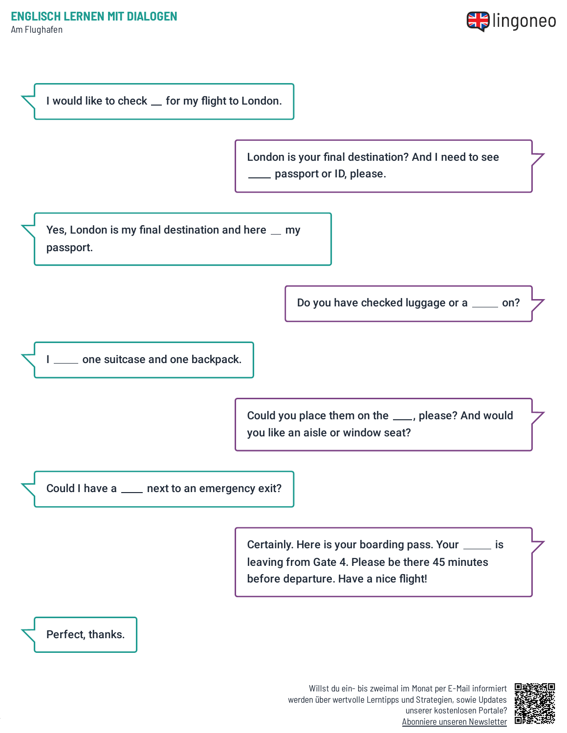# ENGLISCH LERNEN MIT DIALOGEN

Am Flughafen

I would like to check __ for my flight to London.

London is your final destination? And I need to see ____ passport or ID, please.

Yes, London is my final destination and here __ my passport.

Do you have checked luggage or a _____ on?

I ____ one suitcase and one backpack.

Could you place them on the ____, please? And would you like an aisle or window seat?

Could I have a ____ next to an emergency exit?

Certainly. Here is your boarding pass. Your _____ is leaving from Gate 4. Please be there 45 minutes before departure. Have a nice flight!

Perfect, thanks.

Willst du ein- bis zweimal im Monat per E-Mail informiert werden über wertvolle Lerntipps und Strategien, sowie Updates unserer kostenlosen Portale? Abonniere unseren Newsletter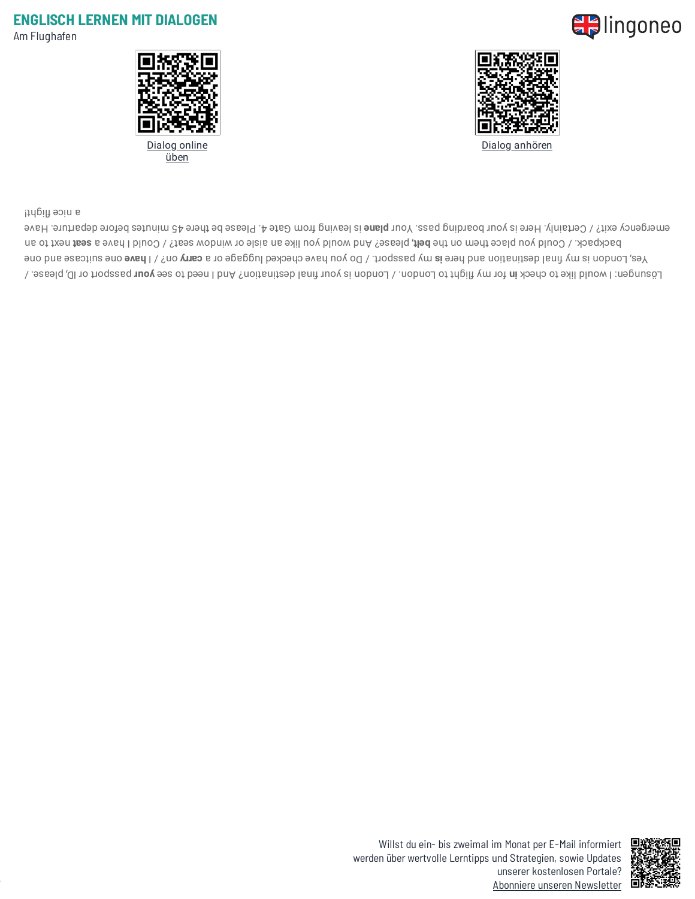## ENGLISCH LERNEN MIT DIALOGEN

Am Flughafen

Dialog online üben

Dialog anhören

Lösungen: I would like to check **in** for my flight to London. / London is your final destination? And I need to see **your** passport or ID, please. / Yes, London is my final destination and here **is** my passport. / Do you have checked luggage or a **carry** on? / I **have** one suitcase and one backpack. / Could you place them on the **belt**, please? And would you like an aisle or window seat? / Could I have a **seat** next to an emergency exit? / Certainly. Here is your boarding pass. Your **plane** is leaving from Gate 4. Please be there 45 minutes before departure. Have a nice flight!

Willst du ein- bis zweimal im Monat per E-Mail informiert werden über wertvolle Lerntipps und Strategien, sowie Updates unserer kostenlosen Portale? Abonniere unseren Newsletter